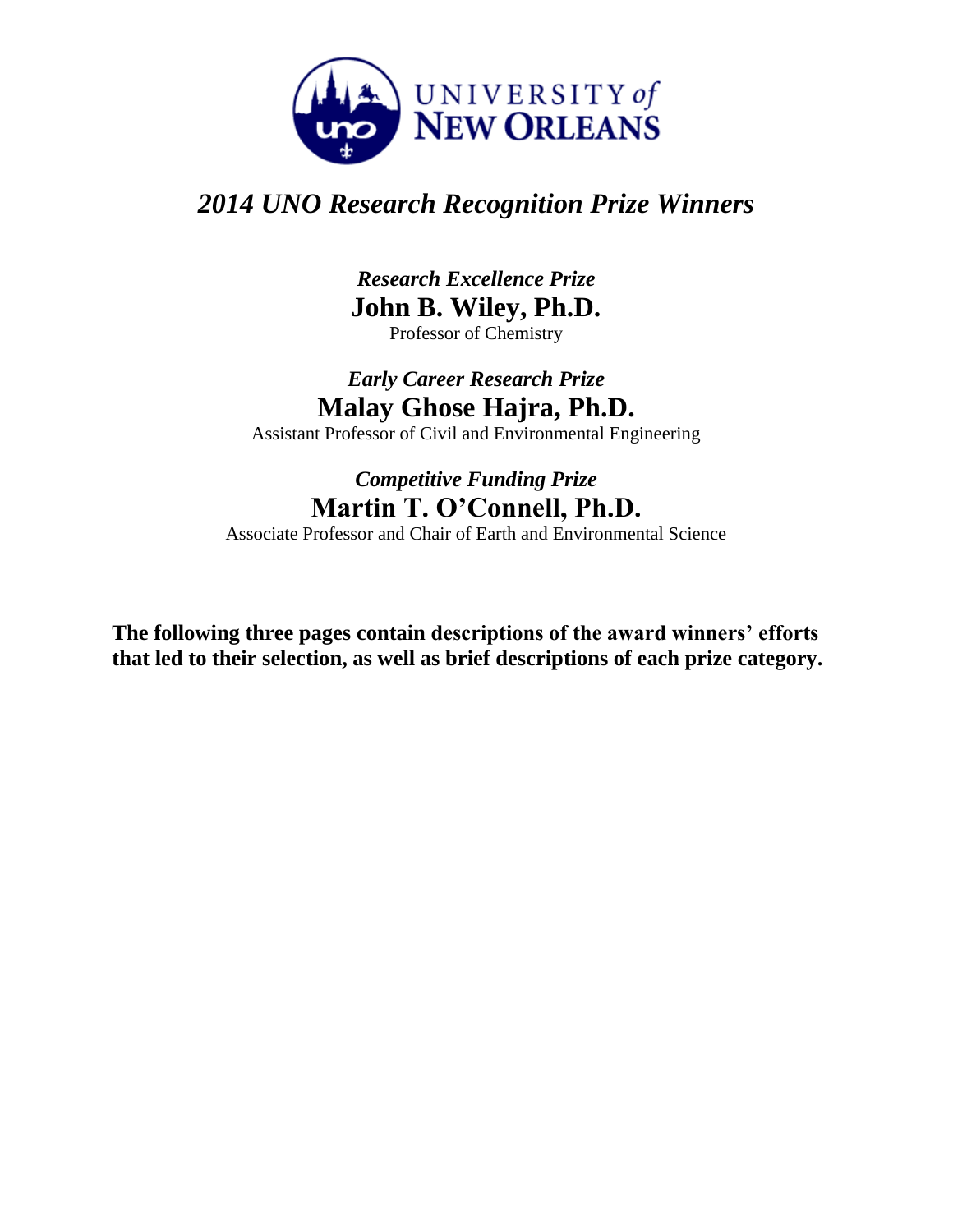# *2014 UNO Research Recognition Prize Winners*

***Research Excellence Prize***

**John B. Wiley, Ph.D.**

Professor of Chemistry

***Early Career Research Prize***

**Malay Ghose Hajra, Ph.D.**

Assistant Professor of Civil and Environmental Engineering

***Competitive Funding Prize***

**Martin T. O'Connell, Ph.D.**

Associate Professor and Chair of Earth and Environmental Science

**The following three pages contain descriptions of the award winners' efforts that led to their selection, as well as brief descriptions of each prize category.**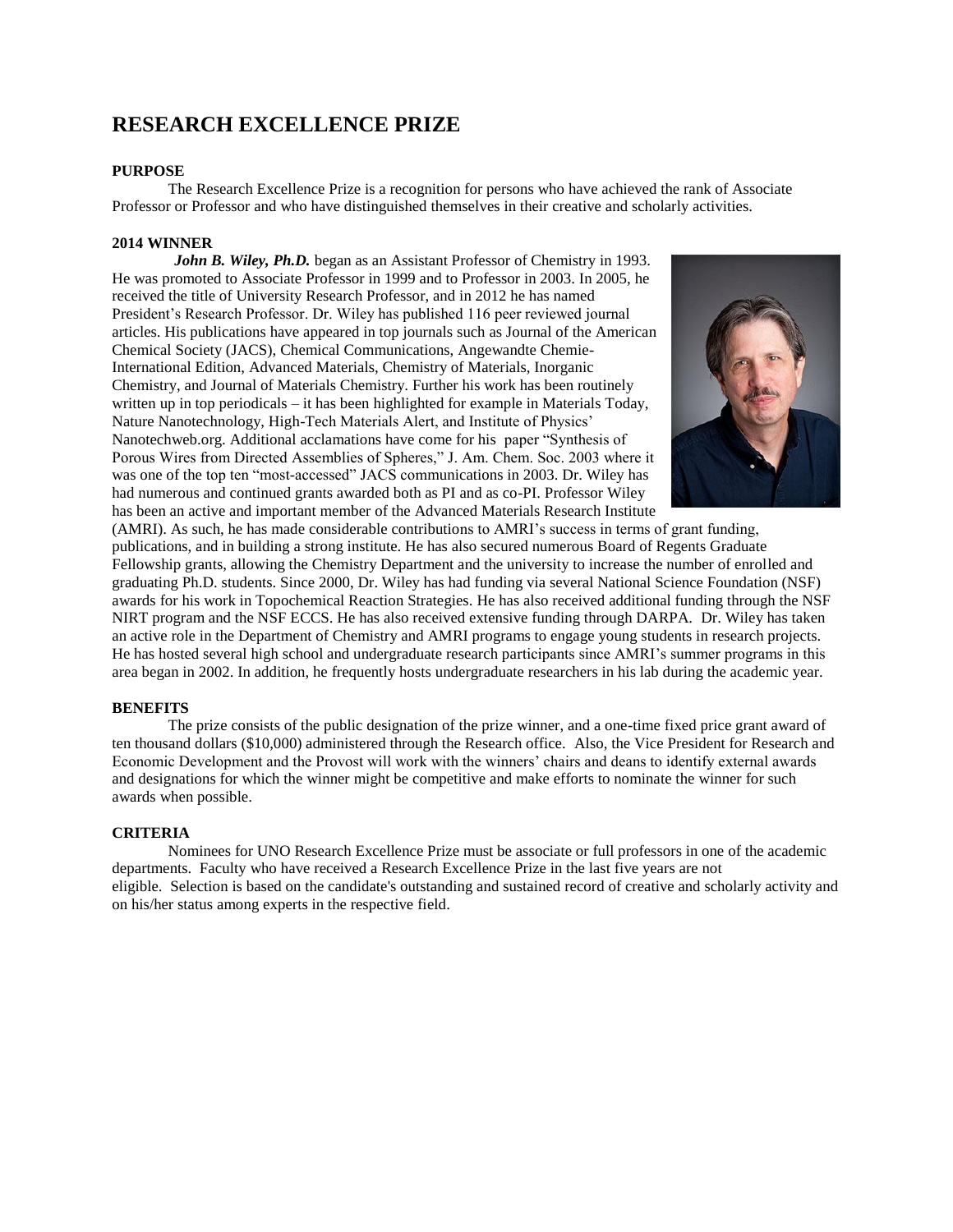# RESEARCH EXCELLENCE PRIZE

**PURPOSE**

The Research Excellence Prize is a recognition for persons who have achieved the rank of Associate Professor or Professor and who have distinguished themselves in their creative and scholarly activities.

**2014 WINNER**

***John B. Wiley, Ph.D.*** began as an Assistant Professor of Chemistry in 1993. He was promoted to Associate Professor in 1999 and to Professor in 2003. In 2005, he received the title of University Research Professor, and in 2012 he has named President's Research Professor. Dr. Wiley has published 116 peer reviewed journal articles. His publications have appeared in top journals such as Journal of the American Chemical Society (JACS), Chemical Communications, Angewandte Chemie-International Edition, Advanced Materials, Chemistry of Materials, Inorganic Chemistry, and Journal of Materials Chemistry. Further his work has been routinely written up in top periodicals – it has been highlighted for example in Materials Today, Nature Nanotechnology, High-Tech Materials Alert, and Institute of Physics' Nanotechweb.org. Additional acclamations have come for his paper "Synthesis of Porous Wires from Directed Assemblies of Spheres," J. Am. Chem. Soc. 2003 where it was one of the top ten "most-accessed" JACS communications in 2003. Dr. Wiley has had numerous and continued grants awarded both as PI and as co-PI. Professor Wiley has been an active and important member of the Advanced Materials Research Institute (AMRI). As such, he has made considerable contributions to AMRI's success in terms of grant funding, publications, and in building a strong institute. He has also secured numerous Board of Regents Graduate Fellowship grants, allowing the Chemistry Department and the university to increase the number of enrolled and graduating Ph.D. students. Since 2000, Dr. Wiley has had funding via several National Science Foundation (NSF) awards for his work in Topochemical Reaction Strategies. He has also received additional funding through the NSF NIRT program and the NSF ECCS. He has also received extensive funding through DARPA. Dr. Wiley has taken an active role in the Department of Chemistry and AMRI programs to engage young students in research projects. He has hosted several high school and undergraduate research participants since AMRI's summer programs in this area began in 2002. In addition, he frequently hosts undergraduate researchers in his lab during the academic year.

**BENEFITS**

The prize consists of the public designation of the prize winner, and a one-time fixed price grant award of ten thousand dollars ($10,000) administered through the Research office. Also, the Vice President for Research and Economic Development and the Provost will work with the winners' chairs and deans to identify external awards and designations for which the winner might be competitive and make efforts to nominate the winner for such awards when possible.

**CRITERIA**

Nominees for UNO Research Excellence Prize must be associate or full professors in one of the academic departments. Faculty who have received a Research Excellence Prize in the last five years are not eligible. Selection is based on the candidate's outstanding and sustained record of creative and scholarly activity and on his/her status among experts in the respective field.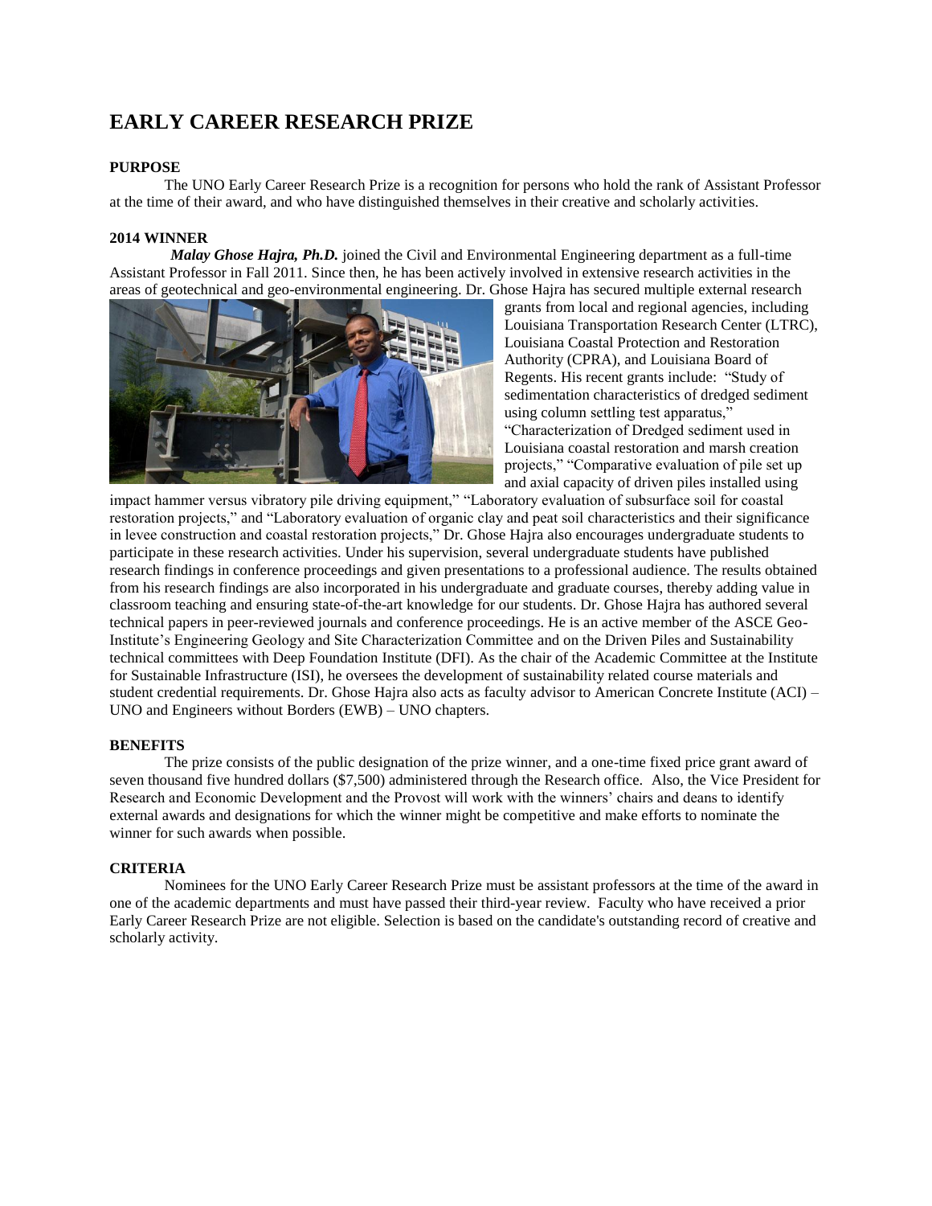# EARLY CAREER RESEARCH PRIZE

**PURPOSE**

The UNO Early Career Research Prize is a recognition for persons who hold the rank of Assistant Professor at the time of their award, and who have distinguished themselves in their creative and scholarly activities.

**2014 WINNER**

***Malay Ghose Hajra, Ph.D.*** joined the Civil and Environmental Engineering department as a full-time Assistant Professor in Fall 2011. Since then, he has been actively involved in extensive research activities in the areas of geotechnical and geo-environmental engineering. Dr. Ghose Hajra has secured multiple external research grants from local and regional agencies, including Louisiana Transportation Research Center (LTRC), Louisiana Coastal Protection and Restoration Authority (CPRA), and Louisiana Board of Regents. His recent grants include: "Study of sedimentation characteristics of dredged sediment using column settling test apparatus," "Characterization of Dredged sediment used in Louisiana coastal restoration and marsh creation projects," "Comparative evaluation of pile set up and axial capacity of driven piles installed using impact hammer versus vibratory pile driving equipment," "Laboratory evaluation of subsurface soil for coastal restoration projects," and "Laboratory evaluation of organic clay and peat soil characteristics and their significance in levee construction and coastal restoration projects," Dr. Ghose Hajra also encourages undergraduate students to participate in these research activities. Under his supervision, several undergraduate students have published research findings in conference proceedings and given presentations to a professional audience. The results obtained from his research findings are also incorporated in his undergraduate and graduate courses, thereby adding value in classroom teaching and ensuring state-of-the-art knowledge for our students. Dr. Ghose Hajra has authored several technical papers in peer-reviewed journals and conference proceedings. He is an active member of the ASCE Geo-Institute's Engineering Geology and Site Characterization Committee and on the Driven Piles and Sustainability technical committees with Deep Foundation Institute (DFI). As the chair of the Academic Committee at the Institute for Sustainable Infrastructure (ISI), he oversees the development of sustainability related course materials and student credential requirements. Dr. Ghose Hajra also acts as faculty advisor to American Concrete Institute (ACI) – UNO and Engineers without Borders (EWB) – UNO chapters.

**BENEFITS**

The prize consists of the public designation of the prize winner, and a one-time fixed price grant award of seven thousand five hundred dollars ($7,500) administered through the Research office. Also, the Vice President for Research and Economic Development and the Provost will work with the winners' chairs and deans to identify external awards and designations for which the winner might be competitive and make efforts to nominate the winner for such awards when possible.

**CRITERIA**

Nominees for the UNO Early Career Research Prize must be assistant professors at the time of the award in one of the academic departments and must have passed their third-year review. Faculty who have received a prior Early Career Research Prize are not eligible. Selection is based on the candidate's outstanding record of creative and scholarly activity.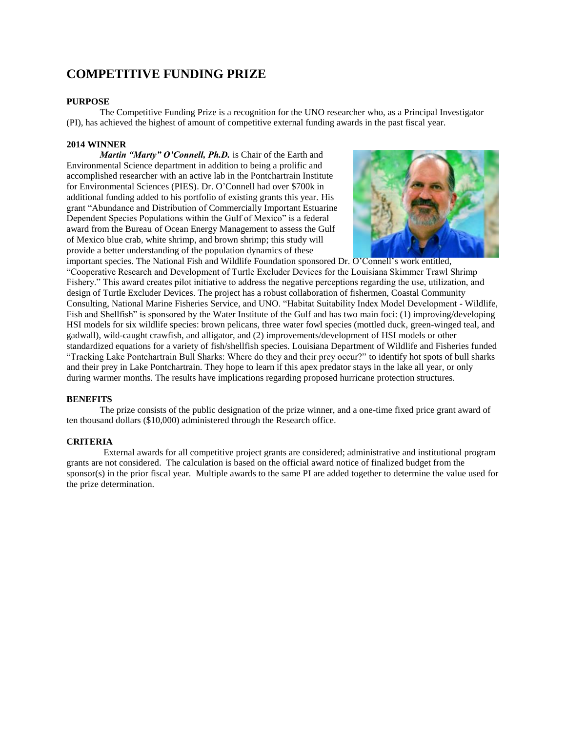# COMPETITIVE FUNDING PRIZE

### PURPOSE

The Competitive Funding Prize is a recognition for the UNO researcher who, as a Principal Investigator (PI), has achieved the highest of amount of competitive external funding awards in the past fiscal year.

### 2014 WINNER

***Martin "Marty" O'Connell, Ph.D.*** is Chair of the Earth and Environmental Science department in addition to being a prolific and accomplished researcher with an active lab in the Pontchartrain Institute for Environmental Sciences (PIES). Dr. O'Connell had over $700k in additional funding added to his portfolio of existing grants this year. His grant "Abundance and Distribution of Commercially Important Estuarine Dependent Species Populations within the Gulf of Mexico" is a federal award from the Bureau of Ocean Energy Management to assess the Gulf of Mexico blue crab, white shrimp, and brown shrimp; this study will provide a better understanding of the population dynamics of these important species. The National Fish and Wildlife Foundation sponsored Dr. O'Connell's work entitled, "Cooperative Research and Development of Turtle Excluder Devices for the Louisiana Skimmer Trawl Shrimp Fishery." This award creates pilot initiative to address the negative perceptions regarding the use, utilization, and design of Turtle Excluder Devices. The project has a robust collaboration of fishermen, Coastal Community Consulting, National Marine Fisheries Service, and UNO. "Habitat Suitability Index Model Development - Wildlife, Fish and Shellfish" is sponsored by the Water Institute of the Gulf and has two main foci: (1) improving/developing HSI models for six wildlife species: brown pelicans, three water fowl species (mottled duck, green-winged teal, and gadwall), wild-caught crawfish, and alligator, and (2) improvements/development of HSI models or other standardized equations for a variety of fish/shellfish species. Louisiana Department of Wildlife and Fisheries funded "Tracking Lake Pontchartrain Bull Sharks: Where do they and their prey occur?" to identify hot spots of bull sharks and their prey in Lake Pontchartrain. They hope to learn if this apex predator stays in the lake all year, or only during warmer months. The results have implications regarding proposed hurricane protection structures.

### BENEFITS

The prize consists of the public designation of the prize winner, and a one-time fixed price grant award of ten thousand dollars ($10,000) administered through the Research office.

### CRITERIA

External awards for all competitive project grants are considered; administrative and institutional program grants are not considered. The calculation is based on the official award notice of finalized budget from the sponsor(s) in the prior fiscal year. Multiple awards to the same PI are added together to determine the value used for the prize determination.